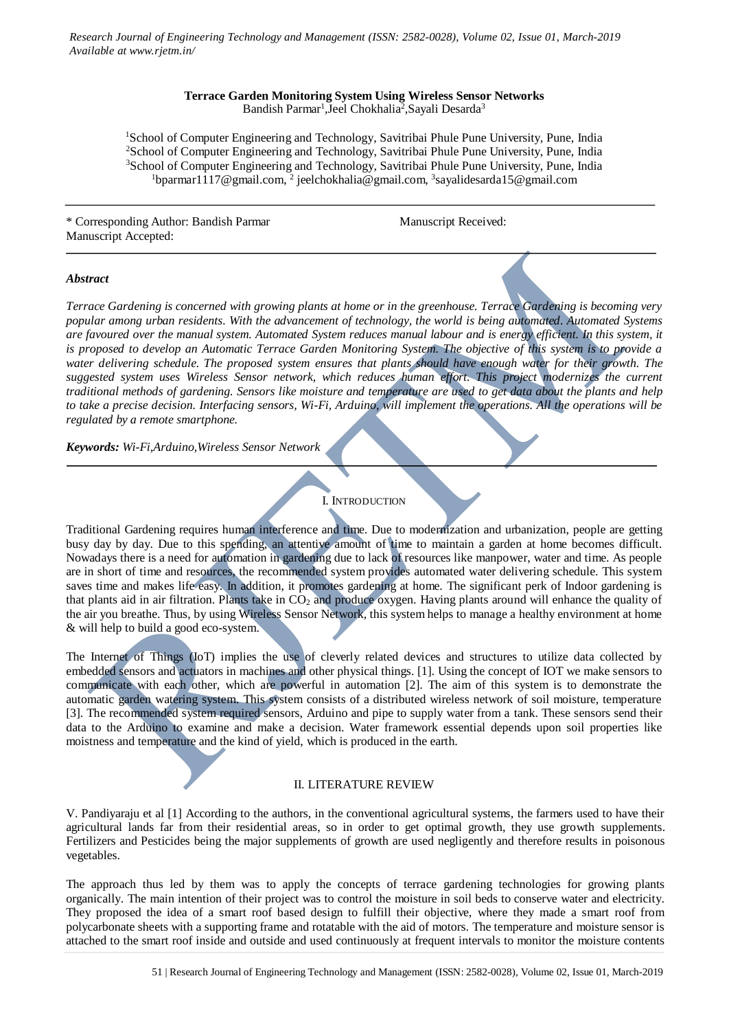# Terrace Garden Monitoring System Using Wireless Sensor Networks

Bandish Parmar[1], Jeel Chokhalia[2], Sayali Desarda[3]

[1]School of Computer Engineering and Technology, Savitribai Phule Pune University, Pune, India
[2]School of Computer Engineering and Technology, Savitribai Phule Pune University, Pune, India
[3]School of Computer Engineering and Technology, Savitribai Phule Pune University, Pune, India
[1]bparmar1117@gmail.com, [2] jeelchokhalia@gmail.com, [3]sayalidesarda15@gmail.com

---

\* Corresponding Author: Bandish Parmar Manuscript Received:
Manuscript Accepted:

---

***Abstract***

*Terrace Gardening is concerned with growing plants at home or in the greenhouse. Terrace Gardening is becoming very popular among urban residents. With the advancement of technology, the world is being automated. Automated Systems are favoured over the manual system. Automated System reduces manual labour and is energy efficient. In this system, it is proposed to develop an Automatic Terrace Garden Monitoring System. The objective of this system is to provide a water delivering schedule. The proposed system ensures that plants should have enough water for their growth. The suggested system uses Wireless Sensor network, which reduces human effort. This project modernizes the current traditional methods of gardening. Sensors like moisture and temperature are used to get data about the plants and help to take a precise decision. Interfacing sensors, Wi-Fi, Arduino, will implement the operations. All the operations will be regulated by a remote smartphone.*

***Keywords:*** *Wi-Fi,Arduino,Wireless Sensor Network*

---

## I. Introduction

Traditional Gardening requires human interference and time. Due to modernization and urbanization, people are getting busy day by day. Due to this spending, an attentive amount of time to maintain a garden at home becomes difficult. Nowadays there is a need for automation in gardening due to lack of resources like manpower, water and time. As people are in short of time and resources, the recommended system provides automated water delivering schedule. This system saves time and makes life easy. In addition, it promotes gardening at home. The significant perk of Indoor gardening is that plants aid in air filtration. Plants take in $CO_2$ and produce oxygen. Having plants around will enhance the quality of the air you breathe. Thus, by using Wireless Sensor Network, this system helps to manage a healthy environment at home & will help to build a good eco-system.

The Internet of Things (IoT) implies the use of cleverly related devices and structures to utilize data collected by embedded sensors and actuators in machines and other physical things. [1]. Using the concept of IOT we make sensors to communicate with each other, which are powerful in automation [2]. The aim of this system is to demonstrate the automatic garden watering system. This system consists of a distributed wireless network of soil moisture, temperature [3]. The recommended system required sensors, Arduino and pipe to supply water from a tank. These sensors send their data to the Arduino to examine and make a decision. Water framework essential depends upon soil properties like moistness and temperature and the kind of yield, which is produced in the earth.

## II. LITERATURE REVIEW

V. Pandiyaraju et al [1] According to the authors, in the conventional agricultural systems, the farmers used to have their agricultural lands far from their residential areas, so in order to get optimal growth, they use growth supplements. Fertilizers and Pesticides being the major supplements of growth are used negligently and therefore results in poisonous vegetables.

The approach thus led by them was to apply the concepts of terrace gardening technologies for growing plants organically. The main intention of their project was to control the moisture in soil beds to conserve water and electricity. They proposed the idea of a smart roof based design to fulfill their objective, where they made a smart roof from polycarbonate sheets with a supporting frame and rotatable with the aid of motors. The temperature and moisture sensor is attached to the smart roof inside and outside and used continuously at frequent intervals to monitor the moisture contents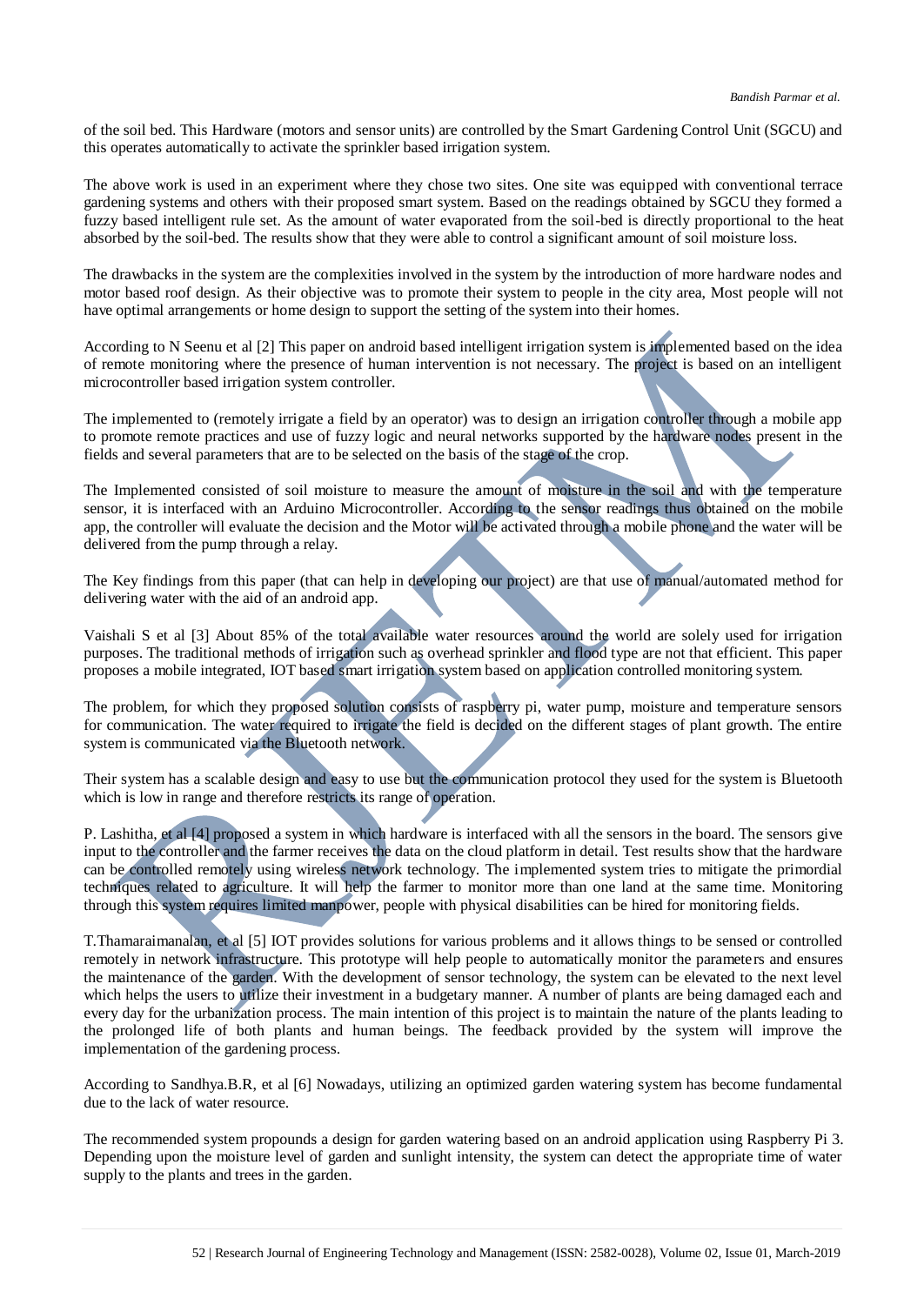of the soil bed. This Hardware (motors and sensor units) are controlled by the Smart Gardening Control Unit (SGCU) and this operates automatically to activate the sprinkler based irrigation system.

The above work is used in an experiment where they chose two sites. One site was equipped with conventional terrace gardening systems and others with their proposed smart system. Based on the readings obtained by SGCU they formed a fuzzy based intelligent rule set. As the amount of water evaporated from the soil-bed is directly proportional to the heat absorbed by the soil-bed. The results show that they were able to control a significant amount of soil moisture loss.

The drawbacks in the system are the complexities involved in the system by the introduction of more hardware nodes and motor based roof design. As their objective was to promote their system to people in the city area, Most people will not have optimal arrangements or home design to support the setting of the system into their homes.

According to N Seenu et al [2] This paper on android based intelligent irrigation system is implemented based on the idea of remote monitoring where the presence of human intervention is not necessary. The project is based on an intelligent microcontroller based irrigation system controller.

The implemented to (remotely irrigate a field by an operator) was to design an irrigation controller through a mobile app to promote remote practices and use of fuzzy logic and neural networks supported by the hardware nodes present in the fields and several parameters that are to be selected on the basis of the stage of the crop.

The Implemented consisted of soil moisture to measure the amount of moisture in the soil and with the temperature sensor, it is interfaced with an Arduino Microcontroller. According to the sensor readings thus obtained on the mobile app, the controller will evaluate the decision and the Motor will be activated through a mobile phone and the water will be delivered from the pump through a relay.

The Key findings from this paper (that can help in developing our project) are that use of manual/automated method for delivering water with the aid of an android app.

Vaishali S et al [3] About 85% of the total available water resources around the world are solely used for irrigation purposes. The traditional methods of irrigation such as overhead sprinkler and flood type are not that efficient. This paper proposes a mobile integrated, IOT based smart irrigation system based on application controlled monitoring system.

The problem, for which they proposed solution consists of raspberry pi, water pump, moisture and temperature sensors for communication. The water required to irrigate the field is decided on the different stages of plant growth. The entire system is communicated via the Bluetooth network.

Their system has a scalable design and easy to use but the communication protocol they used for the system is Bluetooth which is low in range and therefore restricts its range of operation.

P. Lashitha, et al [4] proposed a system in which hardware is interfaced with all the sensors in the board. The sensors give input to the controller and the farmer receives the data on the cloud platform in detail. Test results show that the hardware can be controlled remotely using wireless network technology. The implemented system tries to mitigate the primordial techniques related to agriculture. It will help the farmer to monitor more than one land at the same time. Monitoring through this system requires limited manpower, people with physical disabilities can be hired for monitoring fields.

T.Thamaraimanalan, et al [5] IOT provides solutions for various problems and it allows things to be sensed or controlled remotely in network infrastructure. This prototype will help people to automatically monitor the parameters and ensures the maintenance of the garden. With the development of sensor technology, the system can be elevated to the next level which helps the users to utilize their investment in a budgetary manner. A number of plants are being damaged each and every day for the urbanization process. The main intention of this project is to maintain the nature of the plants leading to the prolonged life of both plants and human beings. The feedback provided by the system will improve the implementation of the gardening process.

According to Sandhya.B.R, et al [6] Nowadays, utilizing an optimized garden watering system has become fundamental due to the lack of water resource.

The recommended system propounds a design for garden watering based on an android application using Raspberry Pi 3. Depending upon the moisture level of garden and sunlight intensity, the system can detect the appropriate time of water supply to the plants and trees in the garden.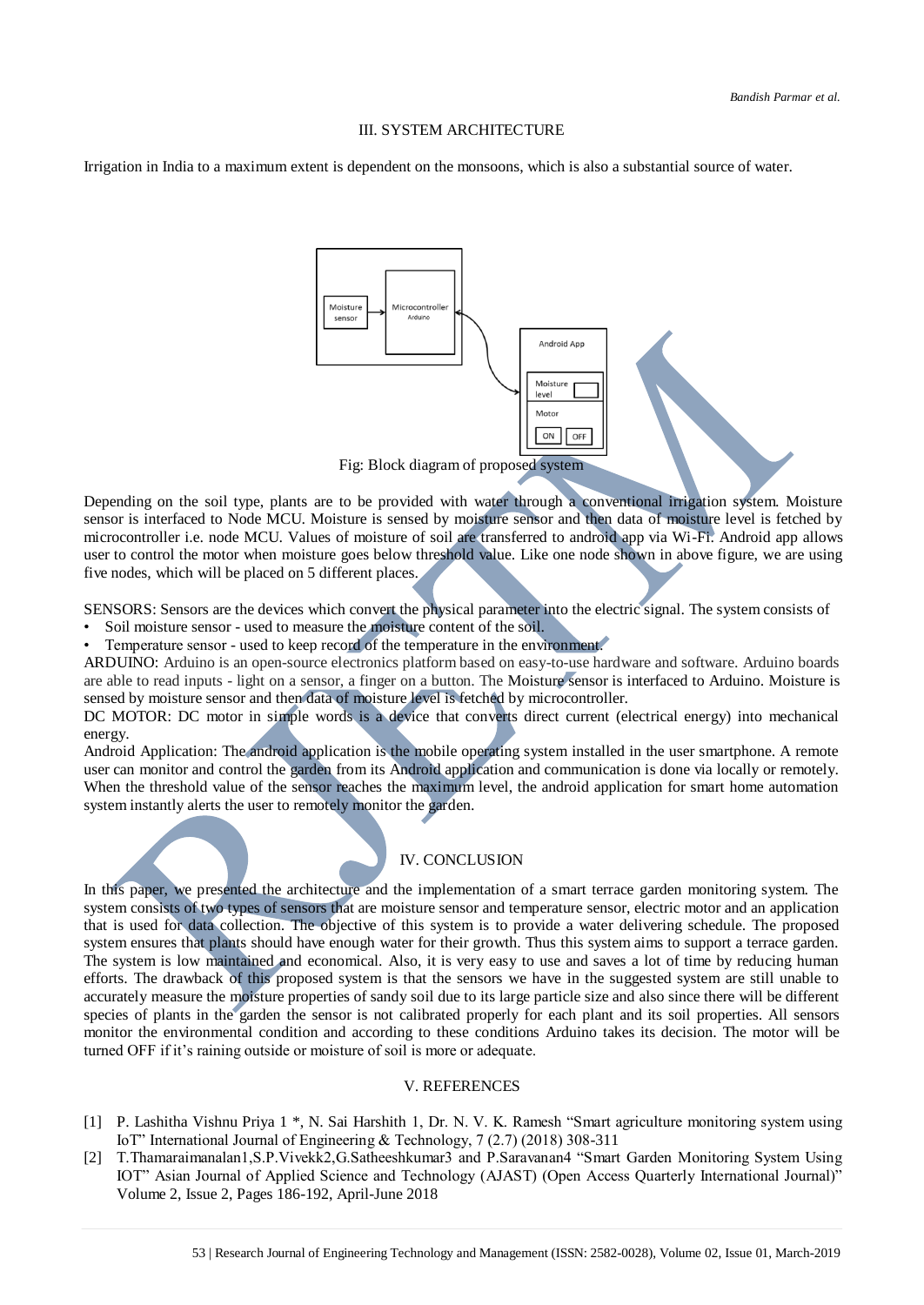## III. SYSTEM ARCHITECTURE

Irrigation in India to a maximum extent is dependent on the monsoons, which is also a substantial source of water.

Fig: Block diagram of proposed system

Depending on the soil type, plants are to be provided with water through a conventional irrigation system. Moisture sensor is interfaced to Node MCU. Moisture is sensed by moisture sensor and then data of moisture level is fetched by microcontroller i.e. node MCU. Values of moisture of soil are transferred to android app via Wi-Fi. Android app allows user to control the motor when moisture goes below threshold value. Like one node shown in above figure, we are using five nodes, which will be placed on 5 different places.

SENSORS: Sensors are the devices which convert the physical parameter into the electric signal. The system consists of

- Soil moisture sensor - used to measure the moisture content of the soil.
- Temperature sensor - used to keep record of the temperature in the environment.

ARDUINO: Arduino is an open-source electronics platform based on easy-to-use hardware and software. Arduino boards are able to read inputs - light on a sensor, a finger on a button. The Moisture sensor is interfaced to Arduino. Moisture is sensed by moisture sensor and then data of moisture level is fetched by microcontroller.

DC MOTOR: DC motor in simple words is a device that converts direct current (electrical energy) into mechanical energy.

Android Application: The android application is the mobile operating system installed in the user smartphone. A remote user can monitor and control the garden from its Android application and communication is done via locally or remotely. When the threshold value of the sensor reaches the maximum level, the android application for smart home automation system instantly alerts the user to remotely monitor the garden.

## IV. CONCLUSION

In this paper, we presented the architecture and the implementation of a smart terrace garden monitoring system. The system consists of two types of sensors that are moisture sensor and temperature sensor, electric motor and an application that is used for data collection. The objective of this system is to provide a water delivering schedule. The proposed system ensures that plants should have enough water for their growth. Thus this system aims to support a terrace garden. The system is low maintained and economical. Also, it is very easy to use and saves a lot of time by reducing human efforts. The drawback of this proposed system is that the sensors we have in the suggested system are still unable to accurately measure the moisture properties of sandy soil due to its large particle size and also since there will be different species of plants in the garden the sensor is not calibrated properly for each plant and its soil properties. All sensors monitor the environmental condition and according to these conditions Arduino takes its decision. The motor will be turned OFF if it's raining outside or moisture of soil is more or adequate.

## V. REFERENCES

[1] P. Lashitha Vishnu Priya 1 *, N. Sai Harshith 1, Dr. N. V. K. Ramesh "Smart agriculture monitoring system using IoT" International Journal of Engineering & Technology, 7 (2.7) (2018) 308-311

[2] T.Thamaraimanalan1,S.P.Vivekk2,G.Satheeshkumar3 and P.Saravanan4 "Smart Garden Monitoring System Using IOT" Asian Journal of Applied Science and Technology (AJAST) (Open Access Quarterly International Journal)" Volume 2, Issue 2, Pages 186-192, April-June 2018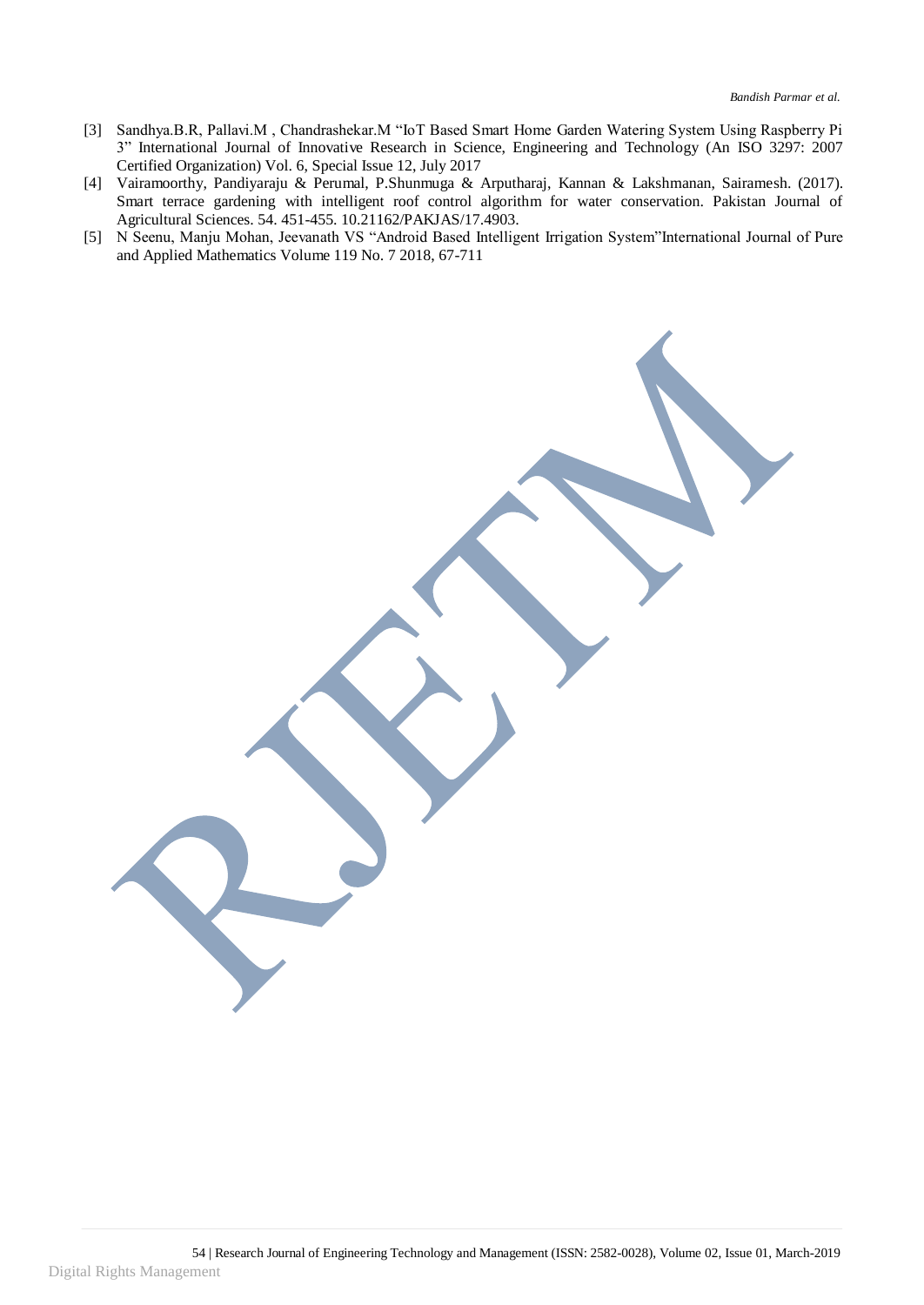[3] Sandhya.B.R, Pallavi.M , Chandrashekar.M "IoT Based Smart Home Garden Watering System Using Raspberry Pi 3" International Journal of Innovative Research in Science, Engineering and Technology (An ISO 3297: 2007 Certified Organization) Vol. 6, Special Issue 12, July 2017

[4] Vairamoorthy, Pandiyaraju & Perumal, P.Shunmuga & Arputharaj, Kannan & Lakshmanan, Sairamesh. (2017). Smart terrace gardening with intelligent roof control algorithm for water conservation. Pakistan Journal of Agricultural Sciences. 54. 451-455. 10.21162/PAKJAS/17.4903.

[5] N Seenu, Manju Mohan, Jeevanath VS "Android Based Intelligent Irrigation System"International Journal of Pure and Applied Mathematics Volume 119 No. 7 2018, 67-711